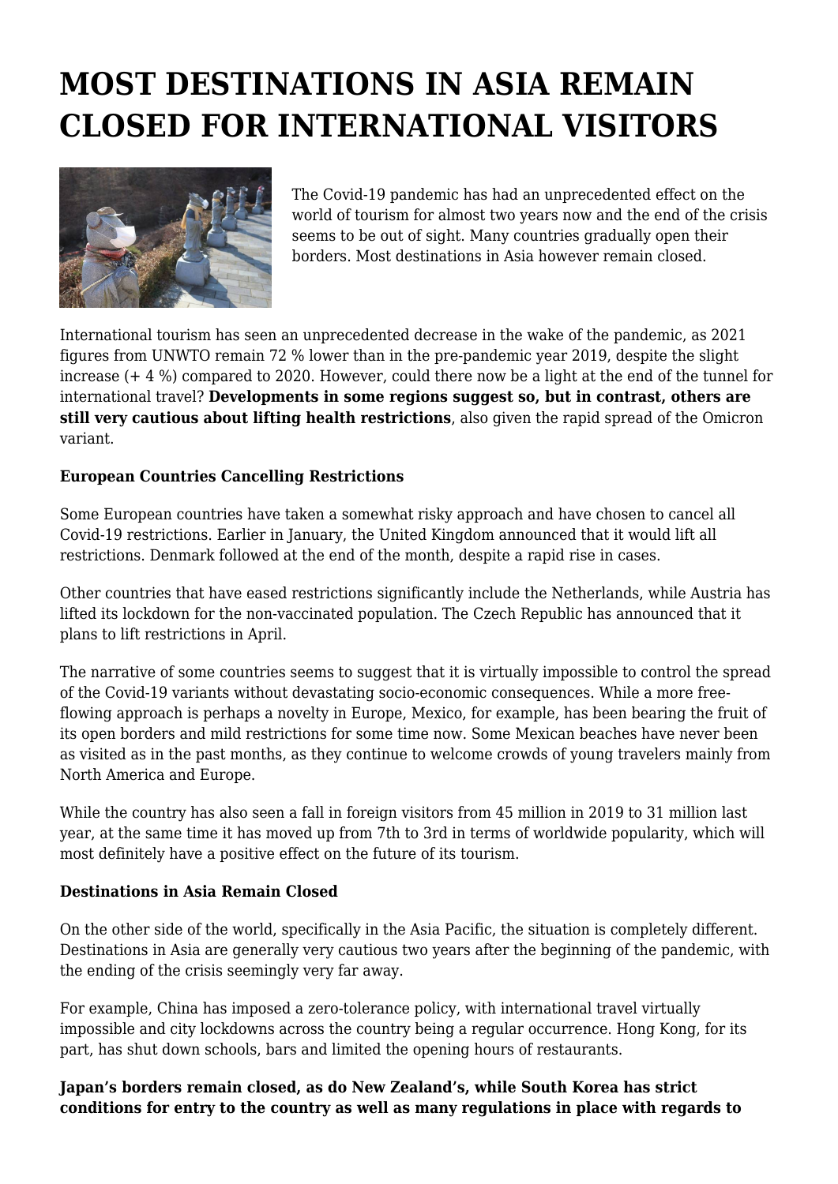# MOST DESTINATIONS IN ASIA REMAIN CLOSED FOR INTERNATIONAL VISITORS

The Covid-19 pandemic has had an unprecedented effect on the world of tourism for almost two years now and the end of the crisis seems to be out of sight. Many countries gradually open their borders. Most destinations in Asia however remain closed.

International tourism has seen an unprecedented decrease in the wake of the pandemic, as 2021 figures from UNWTO remain 72 % lower than in the pre-pandemic year 2019, despite the slight increase (+ 4 %) compared to 2020. However, could there now be a light at the end of the tunnel for international travel? **Developments in some regions suggest so, but in contrast, others are still very cautious about lifting health restrictions**, also given the rapid spread of the Omicron variant.

**European Countries Cancelling Restrictions**

Some European countries have taken a somewhat risky approach and have chosen to cancel all Covid-19 restrictions. Earlier in January, the United Kingdom announced that it would lift all restrictions. Denmark followed at the end of the month, despite a rapid rise in cases.

Other countries that have eased restrictions significantly include the Netherlands, while Austria has lifted its lockdown for the non-vaccinated population. The Czech Republic has announced that it plans to lift restrictions in April.

The narrative of some countries seems to suggest that it is virtually impossible to control the spread of the Covid-19 variants without devastating socio-economic consequences. While a more free-flowing approach is perhaps a novelty in Europe, Mexico, for example, has been bearing the fruit of its open borders and mild restrictions for some time now. Some Mexican beaches have never been as visited as in the past months, as they continue to welcome crowds of young travelers mainly from North America and Europe.

While the country has also seen a fall in foreign visitors from 45 million in 2019 to 31 million last year, at the same time it has moved up from 7th to 3rd in terms of worldwide popularity, which will most definitely have a positive effect on the future of its tourism.

**Destinations in Asia Remain Closed**

On the other side of the world, specifically in the Asia Pacific, the situation is completely different. Destinations in Asia are generally very cautious two years after the beginning of the pandemic, with the ending of the crisis seemingly very far away.

For example, China has imposed a zero-tolerance policy, with international travel virtually impossible and city lockdowns across the country being a regular occurrence. Hong Kong, for its part, has shut down schools, bars and limited the opening hours of restaurants.

**Japan's borders remain closed, as do New Zealand's, while South Korea has strict conditions for entry to the country as well as many regulations in place with regards to**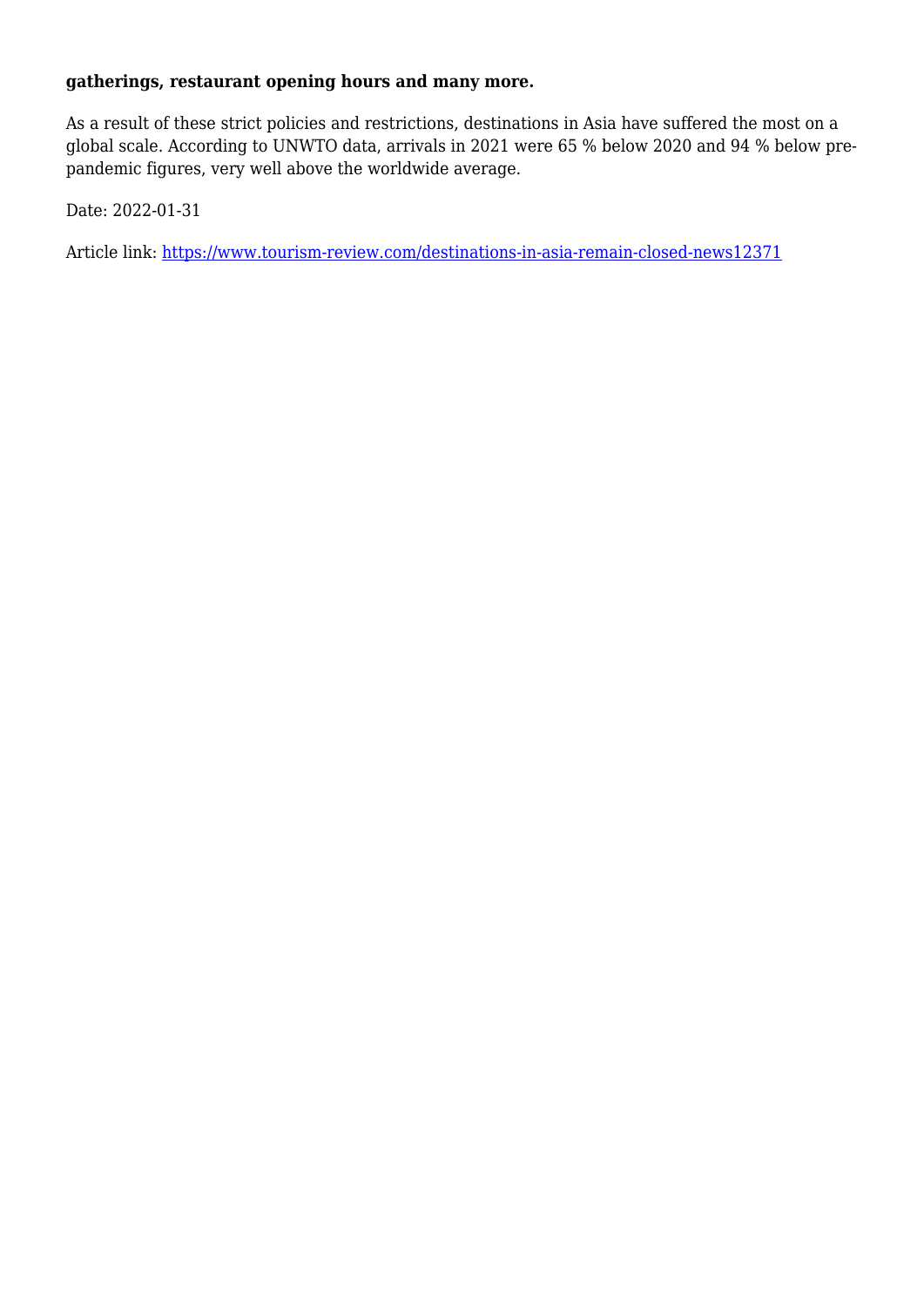**gatherings, restaurant opening hours and many more.**

As a result of these strict policies and restrictions, destinations in Asia have suffered the most on a global scale. According to UNWTO data, arrivals in 2021 were 65 % below 2020 and 94 % below pre-pandemic figures, very well above the worldwide average.

Date: 2022-01-31

Article link: [https://www.tourism-review.com/destinations-in-asia-remain-closed-news12371](https://www.tourism-review.com/destinations-in-asia-remain-closed-news12371)